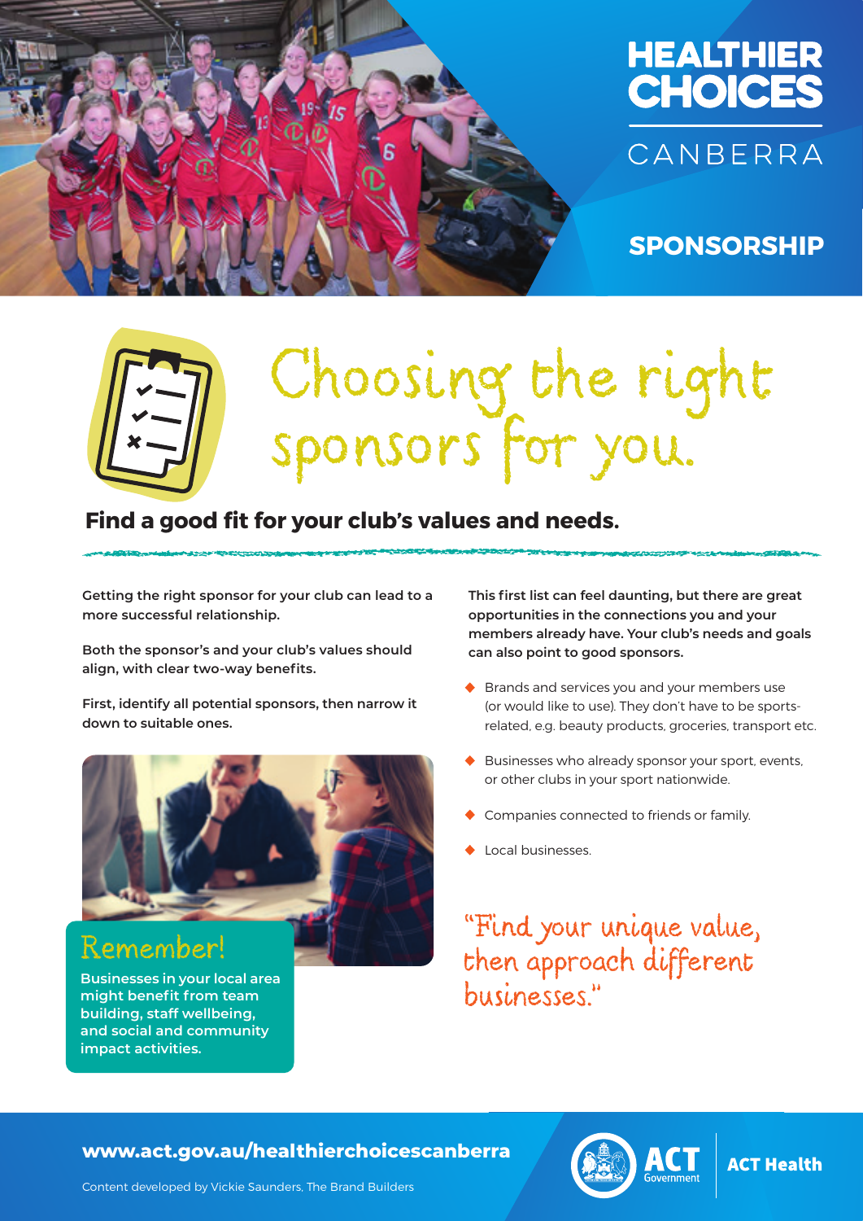# HEALTHIER CHOICES CANBERRA

## SPONSORSHIP

# Choosing the right sponsors for you.

**Find a good fit for your club's values and needs.**

**Getting the right sponsor for your club can lead to a more successful relationship.**

**Both the sponsor's and your club's values should align, with clear two-way benefits.**

**First, identify all potential sponsors, then narrow it down to suitable ones.**

### Remember!

**Businesses in your local area might benefit from team building, staff wellbeing, and social and community impact activities.**

**This first list can feel daunting, but there are great opportunities in the connections you and your members already have. Your club's needs and goals can also point to good sponsors.**

- Brands and services you and your members use (or would like to use). They don't have to be sports-related, e.g. beauty products, groceries, transport etc.
- Businesses who already sponsor your sport, events, or other clubs in your sport nationwide.
- Companies connected to friends or family.
- Local businesses.

*"Find your unique value, then approach different businesses."*

**www.act.gov.au/healthierchoicescanberra**

Content developed by Vickie Saunders, The Brand Builders

ACT Government | ACT Health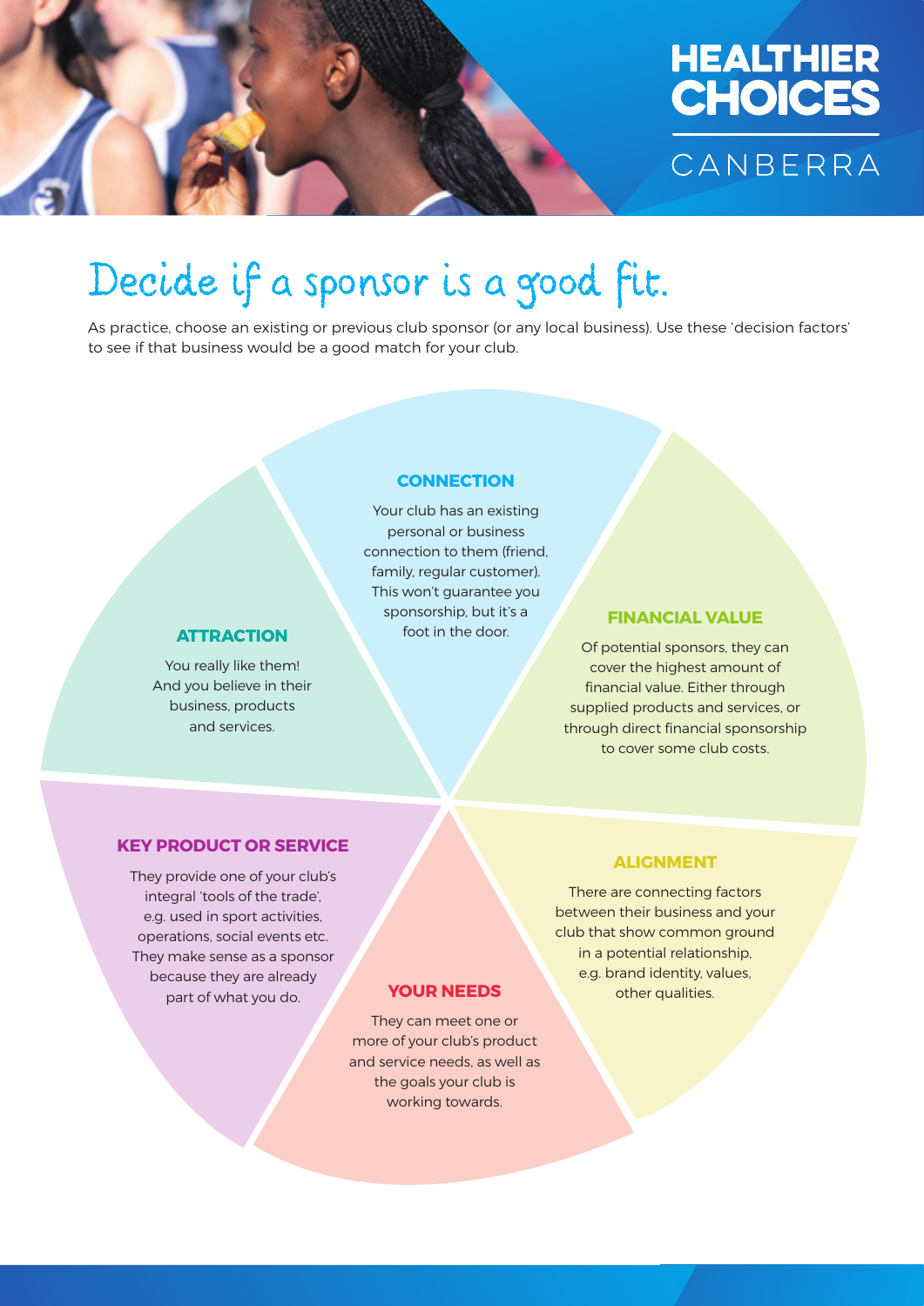HEALTHIER CHOICES

CANBERRA

# Decide if a sponsor is a good fit.

As practice, choose an existing or previous club sponsor (or any local business). Use these 'decision factors' to see if that business would be a good match for your club.

### CONNECTION

Your club has an existing personal or business connection to them (friend, family, regular customer). This won't guarantee you sponsorship, but it's a foot in the door.

### FINANCIAL VALUE

Of potential sponsors, they can cover the highest amount of financial value. Either through supplied products and services, or through direct financial sponsorship to cover some club costs.

### ALIGNMENT

There are connecting factors between their business and your club that show common ground in a potential relationship, e.g. brand identity, values, other qualities.

### YOUR NEEDS

They can meet one or more of your club's product and service needs, as well as the goals your club is working towards.

### KEY PRODUCT OR SERVICE

They provide one of your club's integral 'tools of the trade', e.g. used in sport activities, operations, social events etc. They make sense as a sponsor because they are already part of what you do.

### ATTRACTION

You really like them! And you believe in their business, products and services.